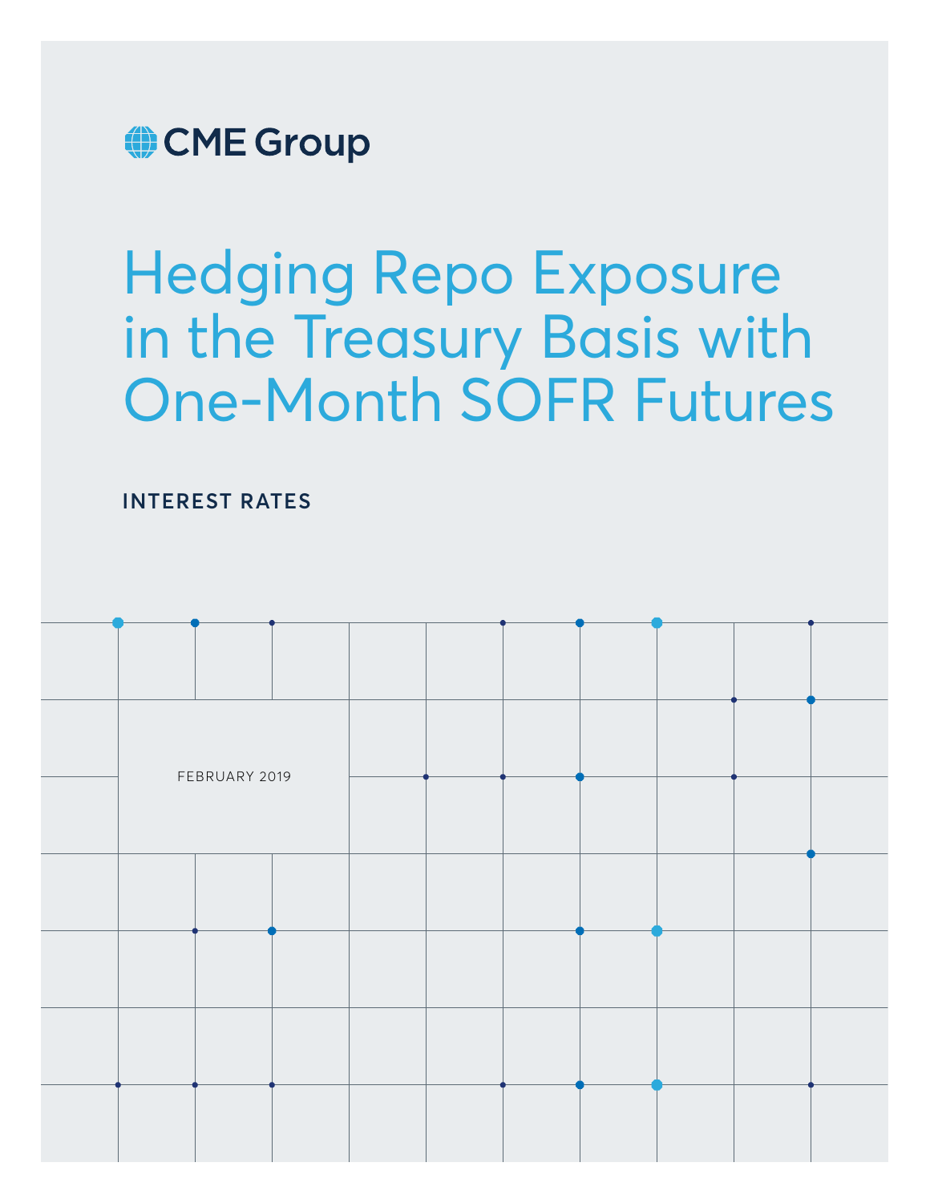CME Group

# Hedging Repo Exposure in the Treasury Basis with One-Month SOFR Futures

**INTEREST RATES**

FEBRUARY 2019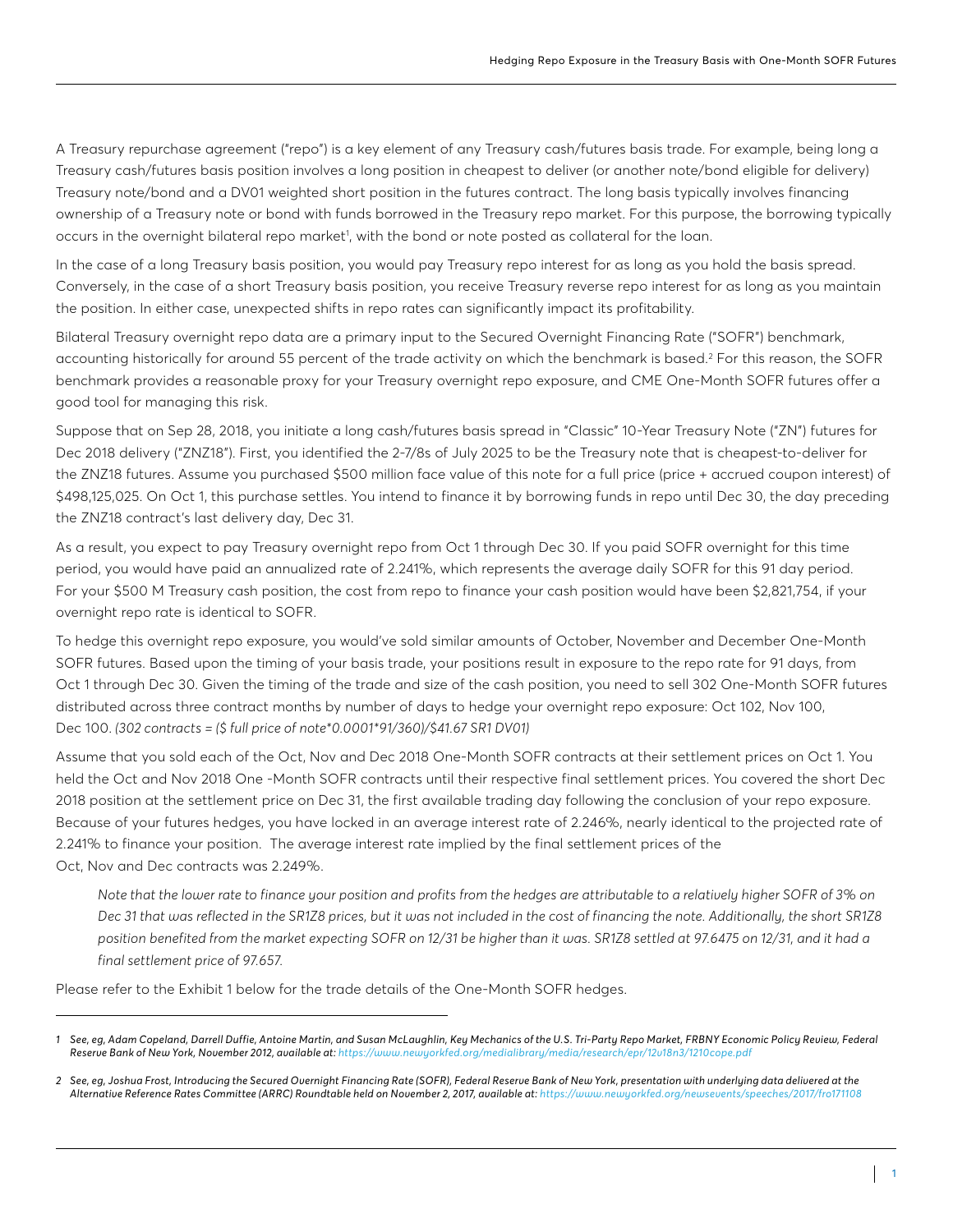A Treasury repurchase agreement ("repo") is a key element of any Treasury cash/futures basis trade. For example, being long a Treasury cash/futures basis position involves a long position in cheapest to deliver (or another note/bond eligible for delivery) Treasury note/bond and a DV01 weighted short position in the futures contract. The long basis typically involves financing ownership of a Treasury note or bond with funds borrowed in the Treasury repo market. For this purpose, the borrowing typically occurs in the overnight bilateral repo market[1], with the bond or note posted as collateral for the loan.

In the case of a long Treasury basis position, you would pay Treasury repo interest for as long as you hold the basis spread. Conversely, in the case of a short Treasury basis position, you receive Treasury reverse repo interest for as long as you maintain the position. In either case, unexpected shifts in repo rates can significantly impact its profitability.

Bilateral Treasury overnight repo data are a primary input to the Secured Overnight Financing Rate ("SOFR") benchmark, accounting historically for around 55 percent of the trade activity on which the benchmark is based.[2] For this reason, the SOFR benchmark provides a reasonable proxy for your Treasury overnight repo exposure, and CME One-Month SOFR futures offer a good tool for managing this risk.

Suppose that on Sep 28, 2018, you initiate a long cash/futures basis spread in "Classic" 10-Year Treasury Note ("ZN") futures for Dec 2018 delivery ("ZNZ18"). First, you identified the 2-7/8s of July 2025 to be the Treasury note that is cheapest-to-deliver for the ZNZ18 futures. Assume you purchased $500 million face value of this note for a full price (price + accrued coupon interest) of $498,125,025. On Oct 1, this purchase settles. You intend to finance it by borrowing funds in repo until Dec 30, the day preceding the ZNZ18 contract's last delivery day, Dec 31.

As a result, you expect to pay Treasury overnight repo from Oct 1 through Dec 30. If you paid SOFR overnight for this time period, you would have paid an annualized rate of 2.241%, which represents the average daily SOFR for this 91 day period. For your $500 M Treasury cash position, the cost from repo to finance your cash position would have been $2,821,754, if your overnight repo rate is identical to SOFR.

To hedge this overnight repo exposure, you would've sold similar amounts of October, November and December One-Month SOFR futures. Based upon the timing of your basis trade, your positions result in exposure to the repo rate for 91 days, from Oct 1 through Dec 30. Given the timing of the trade and size of the cash position, you need to sell 302 One-Month SOFR futures distributed across three contract months by number of days to hedge your overnight repo exposure: Oct 102, Nov 100, Dec 100. *(302 contracts = ($ full price of note*0.0001*91/360)/$41.67 SR1 DV01)*

Assume that you sold each of the Oct, Nov and Dec 2018 One-Month SOFR contracts at their settlement prices on Oct 1. You held the Oct and Nov 2018 One -Month SOFR contracts until their respective final settlement prices. You covered the short Dec 2018 position at the settlement price on Dec 31, the first available trading day following the conclusion of your repo exposure. Because of your futures hedges, you have locked in an average interest rate of 2.246%, nearly identical to the projected rate of 2.241% to finance your position. The average interest rate implied by the final settlement prices of the Oct, Nov and Dec contracts was 2.249%.

> *Note that the lower rate to finance your position and profits from the hedges are attributable to a relatively higher SOFR of 3% on Dec 31 that was reflected in the SR1Z8 prices, but it was not included in the cost of financing the note. Additionally, the short SR1Z8 position benefited from the market expecting SOFR on 12/31 be higher than it was. SR1Z8 settled at 97.6475 on 12/31, and it had a final settlement price of 97.657.*

Please refer to the Exhibit 1 below for the trade details of the One-Month SOFR hedges.

---

*1 See, eg, Adam Copeland, Darrell Duffie, Antoine Martin, and Susan McLaughlin, Key Mechanics of the U.S. Tri-Party Repo Market, FRBNY Economic Policy Review, Federal Reserve Bank of New York, November 2012, available at: https://www.newyorkfed.org/medialibrary/media/research/epr/12v18n3/1210cope.pdf*

*2 See, eg, Joshua Frost, Introducing the Secured Overnight Financing Rate (SOFR), Federal Reserve Bank of New York, presentation with underlying data delivered at the Alternative Reference Rates Committee (ARRC) Roundtable held on November 2, 2017, available at: https://www.newyorkfed.org/newsevents/speeches/2017/fro171108*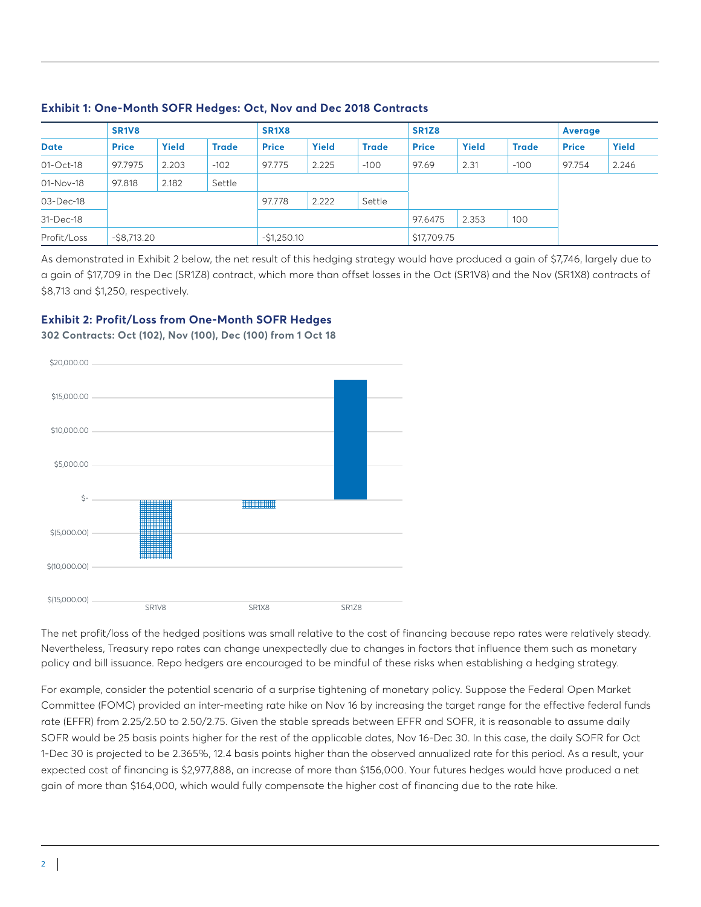### Exhibit 1: One-Month SOFR Hedges: Oct, Nov and Dec 2018 Contracts

| | SR1V8 | | | SR1X8 | | | SR1Z8 | | | Average | |
|---|---|---|---|---|---|---|---|---|---|---|---|
| **Date** | **Price** | **Yield** | **Trade** | **Price** | **Yield** | **Trade** | **Price** | **Yield** | **Trade** | **Price** | **Yield** |
| 01-Oct-18 | 97.7975 | 2.203 | -102 | 97.775 | 2.225 | -100 | 97.69 | 2.31 | -100 | 97.754 | 2.246 |
| 01-Nov-18 | 97.818 | 2.182 | Settle | | | | | | | | |
| 03-Dec-18 | | | | 97.778 | 2.222 | Settle | | | | | |
| 31-Dec-18 | | | | | | | 97.6475 | 2.353 | 100 | | |
| Profit/Loss | -$8,713.20 | | | -$1,250.10 | | | $17,709.75 | | | | |

As demonstrated in Exhibit 2 below, the net result of this hedging strategy would have produced a gain of $7,746, largely due to a gain of $17,709 in the Dec (SR1Z8) contract, which more than offset losses in the Oct (SR1V8) and the Nov (SR1X8) contracts of $8,713 and $1,250, respectively.

### Exhibit 2: Profit/Loss from One-Month SOFR Hedges

**302 Contracts: Oct (102), Nov (100), Dec (100) from 1 Oct 18**

| Contract | Profit/Loss |
|---|---|
| SR1V8 | -$8,713.20 |
| SR1X8 | -$1,250.10 |
| SR1Z8 | $17,709.75 |

The net profit/loss of the hedged positions was small relative to the cost of financing because repo rates were relatively steady. Nevertheless, Treasury repo rates can change unexpectedly due to changes in factors that influence them such as monetary policy and bill issuance. Repo hedgers are encouraged to be mindful of these risks when establishing a hedging strategy.

For example, consider the potential scenario of a surprise tightening of monetary policy. Suppose the Federal Open Market Committee (FOMC) provided an inter-meeting rate hike on Nov 16 by increasing the target range for the effective federal funds rate (EFFR) from 2.25/2.50 to 2.50/2.75. Given the stable spreads between EFFR and SOFR, it is reasonable to assume daily SOFR would be 25 basis points higher for the rest of the applicable dates, Nov 16-Dec 30. In this case, the daily SOFR for Oct 1-Dec 30 is projected to be 2.365%, 12.4 basis points higher than the observed annualized rate for this period. As a result, your expected cost of financing is $2,977,888, an increase of more than $156,000. Your futures hedges would have produced a net gain of more than $164,000, which would fully compensate the higher cost of financing due to the rate hike.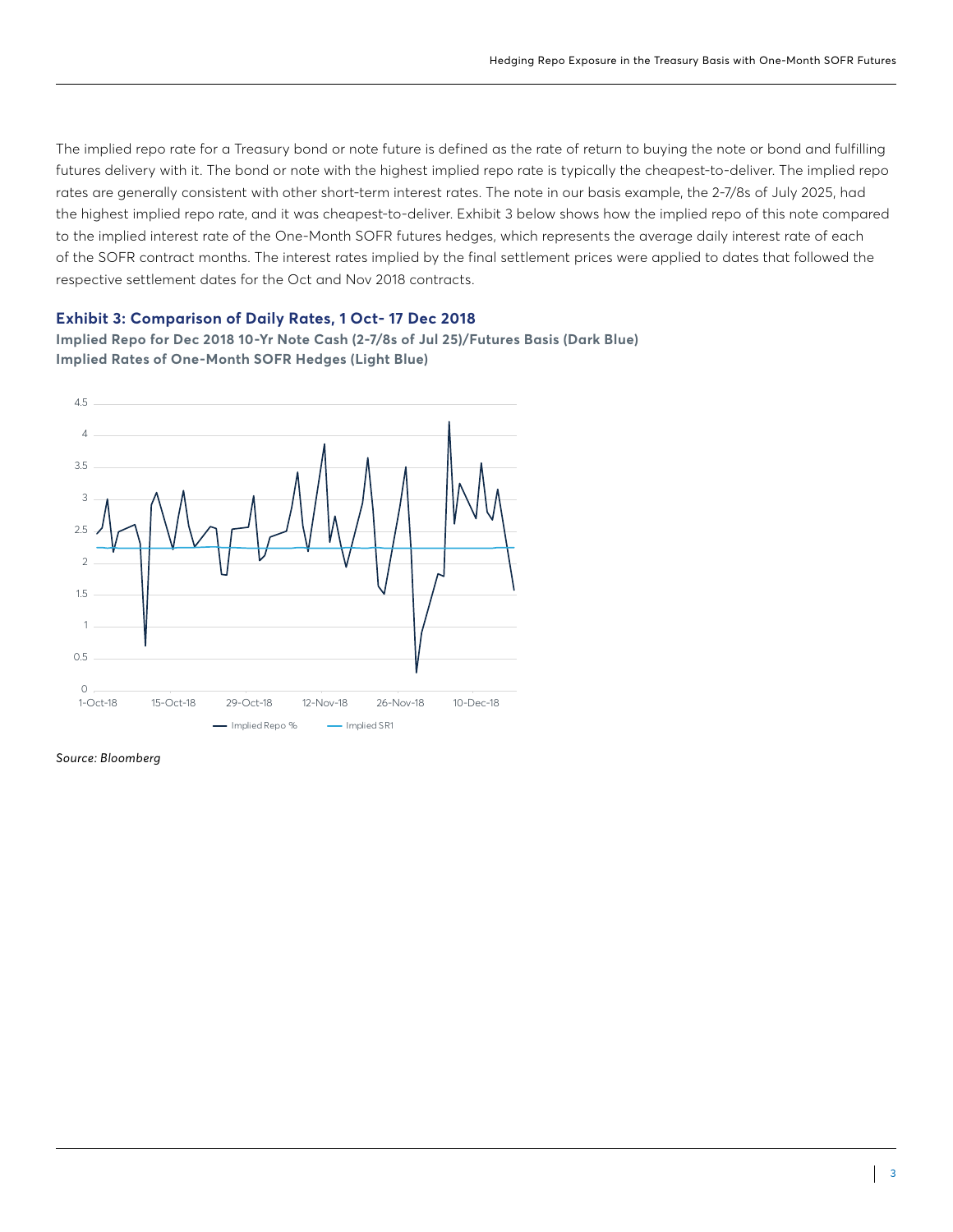The implied repo rate for a Treasury bond or note future is defined as the rate of return to buying the note or bond and fulfilling futures delivery with it. The bond or note with the highest implied repo rate is typically the cheapest-to-deliver. The implied repo rates are generally consistent with other short-term interest rates. The note in our basis example, the 2-7/8s of July 2025, had the highest implied repo rate, and it was cheapest-to-deliver. Exhibit 3 below shows how the implied repo of this note compared to the implied interest rate of the One-Month SOFR futures hedges, which represents the average daily interest rate of each of the SOFR contract months. The interest rates implied by the final settlement prices were applied to dates that followed the respective settlement dates for the Oct and Nov 2018 contracts.

### Exhibit 3: Comparison of Daily Rates, 1 Oct- 17 Dec 2018

**Implied Repo for Dec 2018 10-Yr Note Cash (2-7/8s of Jul 25)/Futures Basis (Dark Blue)**
**Implied Rates of One-Month SOFR Hedges (Light Blue)**

*Source: Bloomberg*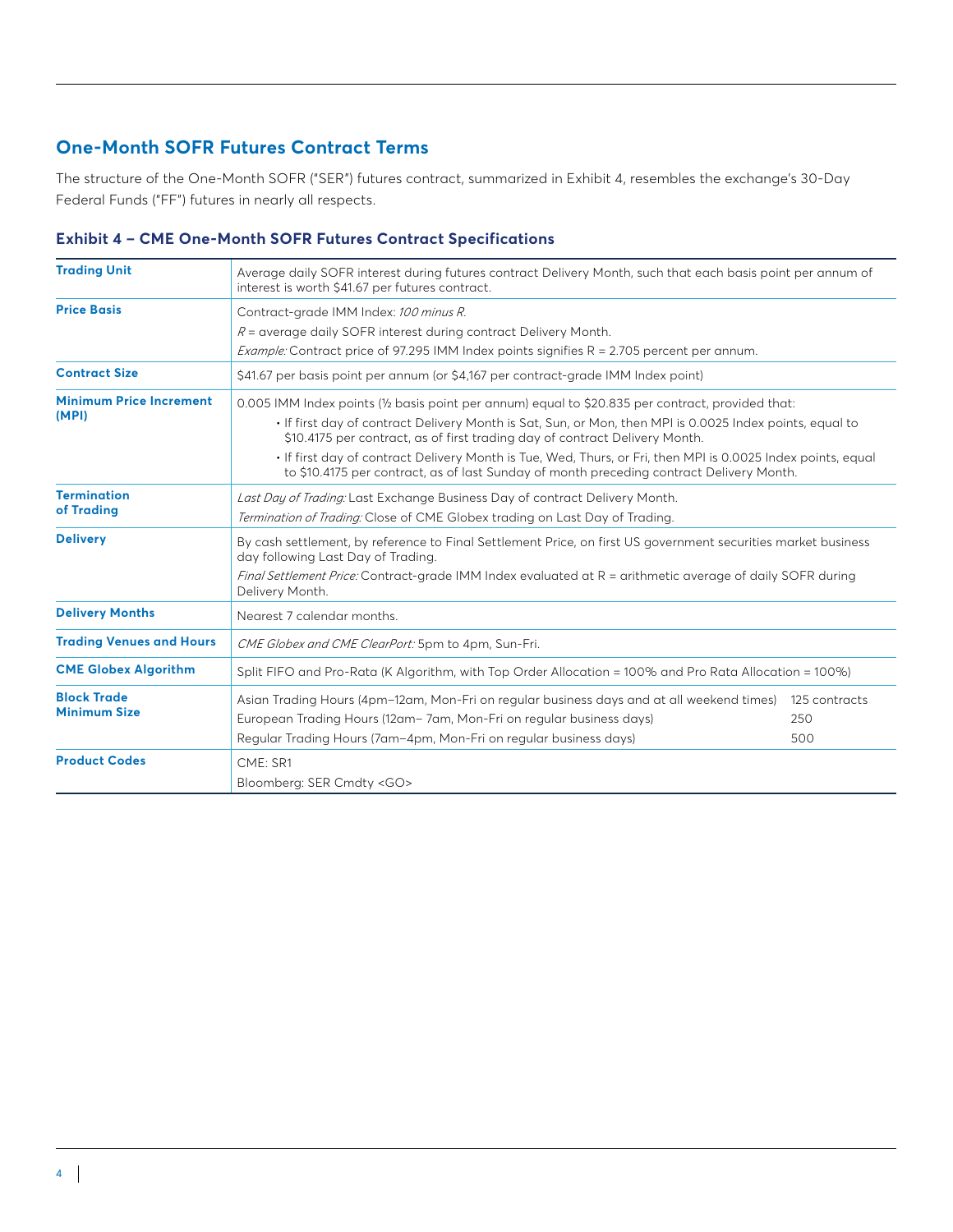## One-Month SOFR Futures Contract Terms

The structure of the One-Month SOFR ("SER") futures contract, summarized in Exhibit 4, resembles the exchange's 30-Day Federal Funds ("FF") futures in nearly all respects.

### Exhibit 4 – CME One-Month SOFR Futures Contract Specifications

| | |
|---|---|
| **Trading Unit** | Average daily SOFR interest during futures contract Delivery Month, such that each basis point per annum of interest is worth $41.67 per futures contract. |
| **Price Basis** | Contract-grade IMM Index: *100 minus R.*<br>*R* = average daily SOFR interest during contract Delivery Month.<br>*Example:* Contract price of 97.295 IMM Index points signifies R = 2.705 percent per annum. |
| **Contract Size** | $41.67 per basis point per annum (or $4,167 per contract-grade IMM Index point) |
| **Minimum Price Increment (MPI)** | 0.005 IMM Index points (½ basis point per annum) equal to $20.835 per contract, provided that:<br>• If first day of contract Delivery Month is Sat, Sun, or Mon, then MPI is 0.0025 Index points, equal to $10.4175 per contract, as of first trading day of contract Delivery Month.<br>• If first day of contract Delivery Month is Tue, Wed, Thurs, or Fri, then MPI is 0.0025 Index points, equal to $10.4175 per contract, as of last Sunday of month preceding contract Delivery Month. |
| **Termination of Trading** | *Last Day of Trading:* Last Exchange Business Day of contract Delivery Month.<br>*Termination of Trading:* Close of CME Globex trading on Last Day of Trading. |
| **Delivery** | By cash settlement, by reference to Final Settlement Price, on first US government securities market business day following Last Day of Trading.<br>*Final Settlement Price:* Contract-grade IMM Index evaluated at R = arithmetic average of daily SOFR during Delivery Month. |
| **Delivery Months** | Nearest 7 calendar months. |
| **Trading Venues and Hours** | *CME Globex and CME ClearPort:* 5pm to 4pm, Sun-Fri. |
| **CME Globex Algorithm** | Split FIFO and Pro-Rata (K Algorithm, with Top Order Allocation = 100% and Pro Rata Allocation = 100%) |
| **Block Trade Minimum Size** | Asian Trading Hours (4pm–12am, Mon-Fri on regular business days and at all weekend times) — 125 contracts<br>European Trading Hours (12am– 7am, Mon-Fri on regular business days) — 250<br>Regular Trading Hours (7am–4pm, Mon-Fri on regular business days) — 500 |
| **Product Codes** | CME: SR1<br>Bloomberg: SER Cmdty <GO> |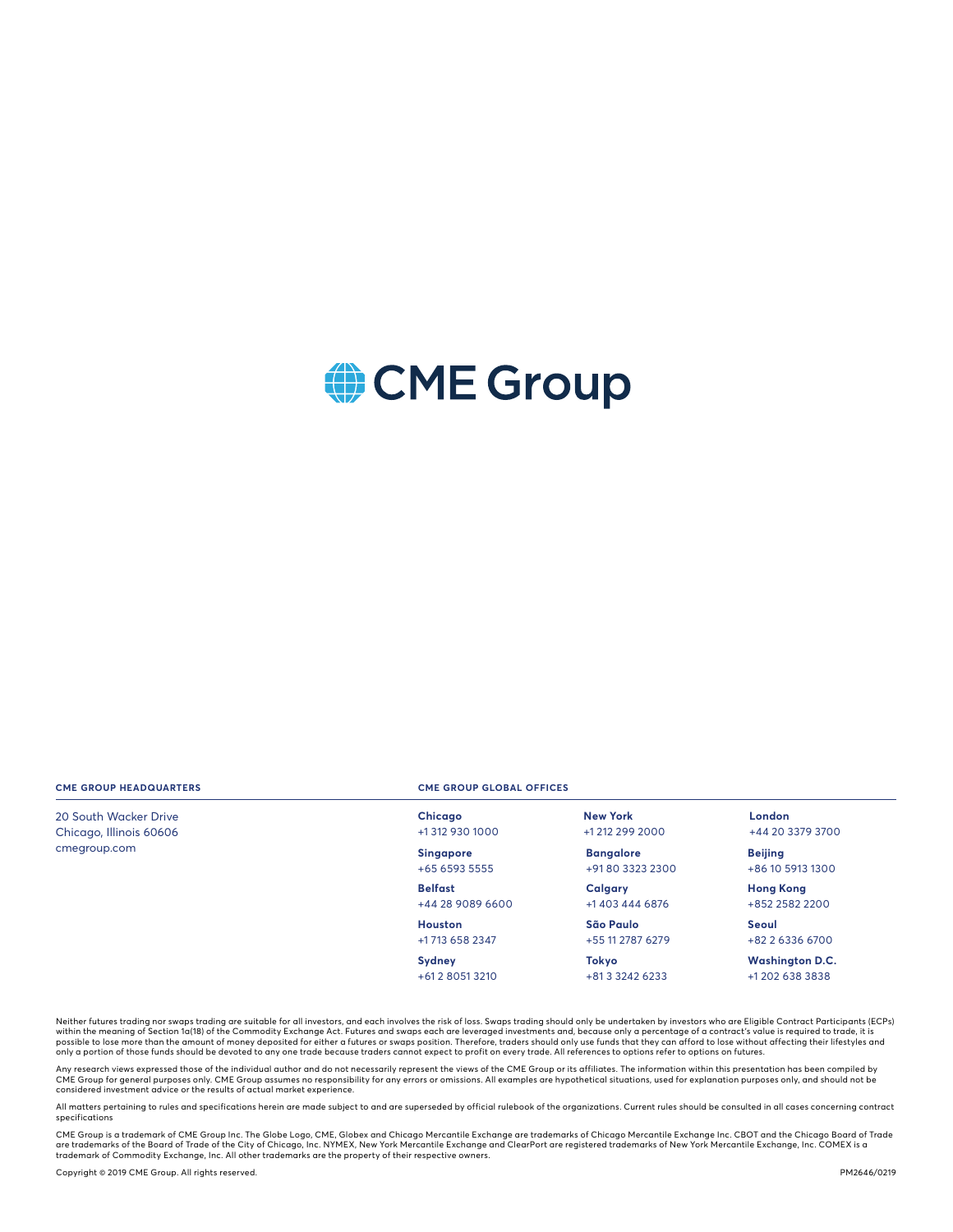CME Group

**CME GROUP HEADQUARTERS**

20 South Wacker Drive
Chicago, Illinois 60606
cmegroup.com

**CME GROUP GLOBAL OFFICES**

| | | |
|---|---|---|
| **Chicago** +1 312 930 1000 | **New York** +1 212 299 2000 | **London** +44 20 3379 3700 |
| **Singapore** +65 6593 5555 | **Bangalore** +91 80 3323 2300 | **Beijing** +86 10 5913 1300 |
| **Belfast** +44 28 9089 6600 | **Calgary** +1 403 444 6876 | **Hong Kong** +852 2582 2200 |
| **Houston** +1 713 658 2347 | **São Paulo** +55 11 2787 6279 | **Seoul** +82 2 6336 6700 |
| **Sydney** +61 2 8051 3210 | **Tokyo** +81 3 3242 6233 | **Washington D.C.** +1 202 638 3838 |

Neither futures trading nor swaps trading are suitable for all investors, and each involves the risk of loss. Swaps trading should only be undertaken by investors who are Eligible Contract Participants (ECPs) within the meaning of Section 1a(18) of the Commodity Exchange Act. Futures and swaps each are leveraged investments and, because only a percentage of a contract's value is required to trade, it is possible to lose more than the amount of money deposited for either a futures or swaps position. Therefore, traders should only use funds that they can afford to lose without affecting their lifestyles and only a portion of those funds should be devoted to any one trade because traders cannot expect to profit on every trade. All references to options refer to options on futures.

Any research views expressed those of the individual author and do not necessarily represent the views of the CME Group or its affiliates. The information within this presentation has been compiled by CME Group for general purposes only. CME Group assumes no responsibility for any errors or omissions. All examples are hypothetical situations, used for explanation purposes only, and should not be considered investment advice or the results of actual market experience.

All matters pertaining to rules and specifications herein are made subject to and are superseded by official rulebook of the organizations. Current rules should be consulted in all cases concerning contract specifications

CME Group is a trademark of CME Group Inc. The Globe Logo, CME, Globex and Chicago Mercantile Exchange are trademarks of Chicago Mercantile Exchange Inc. CBOT and the Chicago Board of Trade are trademarks of the Board of Trade of the City of Chicago, Inc. NYMEX, New York Mercantile Exchange and ClearPort are registered trademarks of New York Mercantile Exchange, Inc. COMEX is a trademark of Commodity Exchange, Inc. All other trademarks are the property of their respective owners.

Copyright © 2019 CME Group. All rights reserved.

PM2646/0219